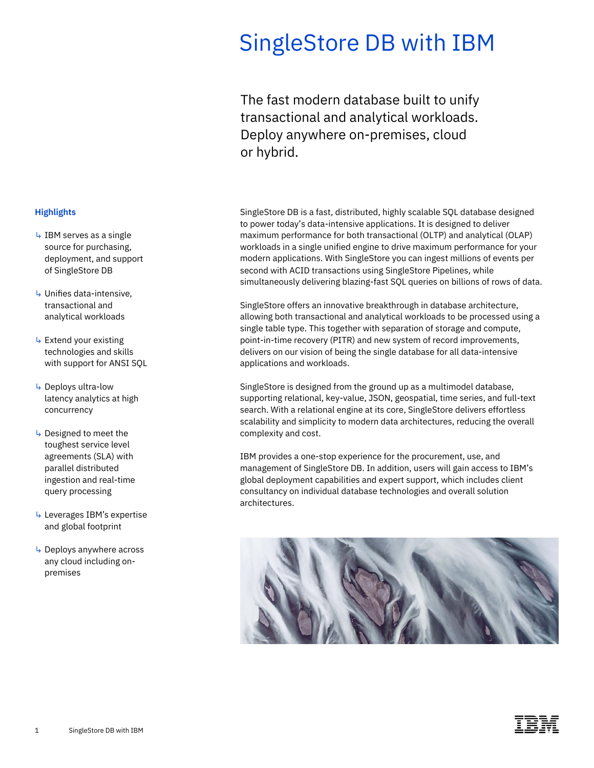# SingleStore DB with IBM

## The fast modern database built to unify transactional and analytical workloads. Deploy anywhere on-premises, cloud or hybrid.

### Highlights

- ↳ IBM serves as a single source for purchasing, deployment, and support of SingleStore DB
- ↳ Unifies data-intensive, transactional and analytical workloads
- ↳ Extend your existing technologies and skills with support for ANSI SQL
- ↳ Deploys ultra-low latency analytics at high concurrency
- ↳ Designed to meet the toughest service level agreements (SLA) with parallel distributed ingestion and real-time query processing
- ↳ Leverages IBM's expertise and global footprint
- ↳ Deploys anywhere across any cloud including on-premises

SingleStore DB is a fast, distributed, highly scalable SQL database designed to power today's data-intensive applications. It is designed to deliver maximum performance for both transactional (OLTP) and analytical (OLAP) workloads in a single unified engine to drive maximum performance for your modern applications. With SingleStore you can ingest millions of events per second with ACID transactions using SingleStore Pipelines, while simultaneously delivering blazing-fast SQL queries on billions of rows of data.

SingleStore offers an innovative breakthrough in database architecture, allowing both transactional and analytical workloads to be processed using a single table type. This together with separation of storage and compute, point-in-time recovery (PITR) and new system of record improvements, delivers on our vision of being the single database for all data-intensive applications and workloads.

SingleStore is designed from the ground up as a multimodel database, supporting relational, key-value, JSON, geospatial, time series, and full-text search. With a relational engine at its core, SingleStore delivers effortless scalability and simplicity to modern data architectures, reducing the overall complexity and cost.

IBM provides a one-stop experience for the procurement, use, and management of SingleStore DB. In addition, users will gain access to IBM's global deployment capabilities and expert support, which includes client consultancy on individual database technologies and overall solution architectures.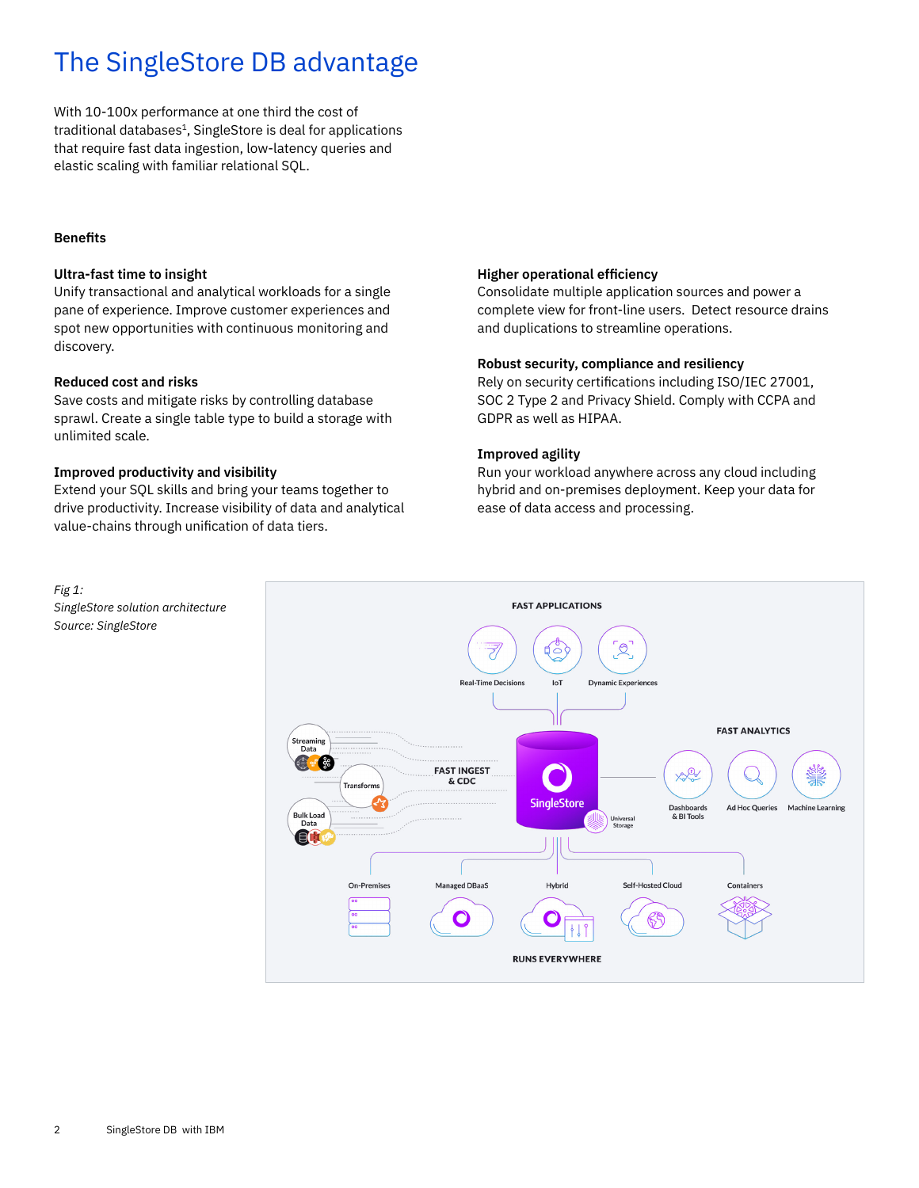# The SingleStore DB advantage

With 10-100x performance at one third the cost of traditional databases[1], SingleStore is deal for applications that require fast data ingestion, low-latency queries and elastic scaling with familiar relational SQL.

### Benefits

**Ultra-fast time to insight**
Unify transactional and analytical workloads for a single pane of experience. Improve customer experiences and spot new opportunities with continuous monitoring and discovery.

**Reduced cost and risks**
Save costs and mitigate risks by controlling database sprawl. Create a single table type to build a storage with unlimited scale.

**Improved productivity and visibility**
Extend your SQL skills and bring your teams together to drive productivity. Increase visibility of data and analytical value-chains through unification of data tiers.

**Higher operational efficiency**
Consolidate multiple application sources and power a complete view for front-line users. Detect resource drains and duplications to streamline operations.

**Robust security, compliance and resiliency**
Rely on security certifications including ISO/IEC 27001, SOC 2 Type 2 and Privacy Shield. Comply with CCPA and GDPR as well as HIPAA.

**Improved agility**
Run your workload anywhere across any cloud including hybrid and on-premises deployment. Keep your data for ease of data access and processing.

*Fig 1:*
*SingleStore solution architecture*
*Source: SingleStore*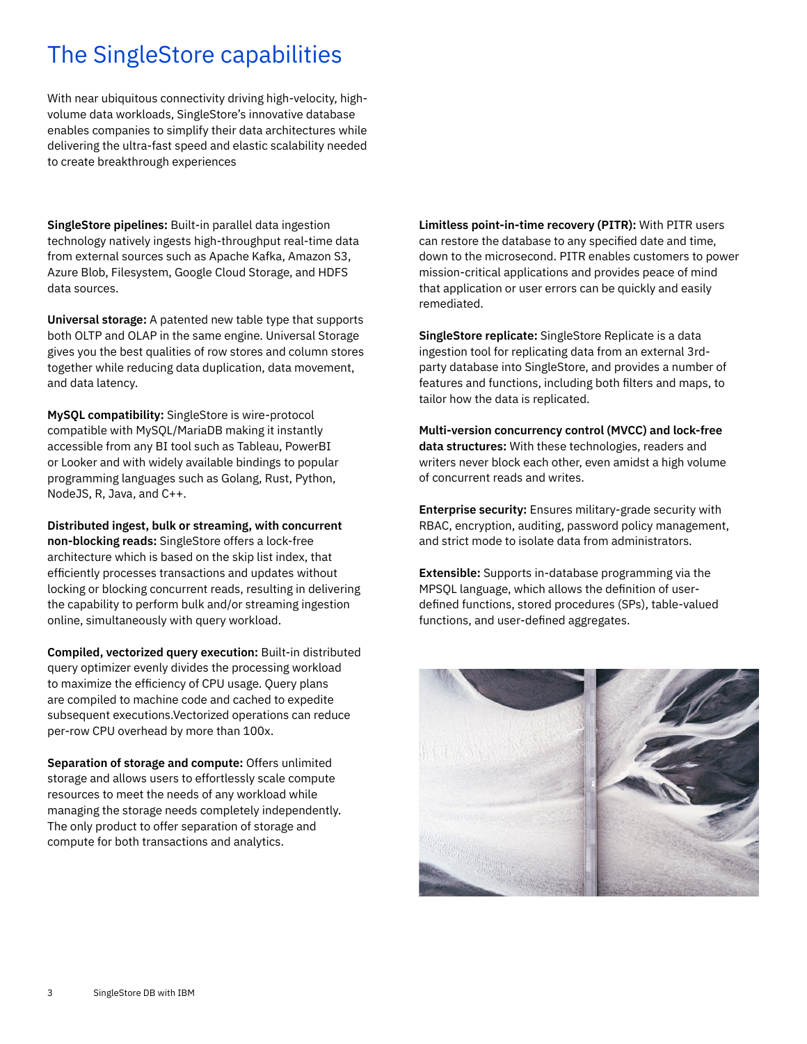# The SingleStore capabilities

With near ubiquitous connectivity driving high-velocity, high-volume data workloads, SingleStore's innovative database enables companies to simplify their data architectures while delivering the ultra-fast speed and elastic scalability needed to create breakthrough experiences

**SingleStore pipelines:** Built-in parallel data ingestion technology natively ingests high-throughput real-time data from external sources such as Apache Kafka, Amazon S3, Azure Blob, Filesystem, Google Cloud Storage, and HDFS data sources.

**Universal storage:** A patented new table type that supports both OLTP and OLAP in the same engine. Universal Storage gives you the best qualities of row stores and column stores together while reducing data duplication, data movement, and data latency.

**MySQL compatibility:** SingleStore is wire-protocol compatible with MySQL/MariaDB making it instantly accessible from any BI tool such as Tableau, PowerBI or Looker and with widely available bindings to popular programming languages such as Golang, Rust, Python, NodeJS, R, Java, and C++.

**Distributed ingest, bulk or streaming, with concurrent non-blocking reads:** SingleStore offers a lock-free architecture which is based on the skip list index, that efficiently processes transactions and updates without locking or blocking concurrent reads, resulting in delivering the capability to perform bulk and/or streaming ingestion online, simultaneously with query workload.

**Compiled, vectorized query execution:** Built-in distributed query optimizer evenly divides the processing workload to maximize the efficiency of CPU usage. Query plans are compiled to machine code and cached to expedite subsequent executions.Vectorized operations can reduce per-row CPU overhead by more than 100x.

**Separation of storage and compute:** Offers unlimited storage and allows users to effortlessly scale compute resources to meet the needs of any workload while managing the storage needs completely independently. The only product to offer separation of storage and compute for both transactions and analytics.

**Limitless point-in-time recovery (PITR):** With PITR users can restore the database to any specified date and time, down to the microsecond. PITR enables customers to power mission-critical applications and provides peace of mind that application or user errors can be quickly and easily remediated.

**SingleStore replicate:** SingleStore Replicate is a data ingestion tool for replicating data from an external 3rd-party database into SingleStore, and provides a number of features and functions, including both filters and maps, to tailor how the data is replicated.

**Multi-version concurrency control (MVCC) and lock-free data structures:** With these technologies, readers and writers never block each other, even amidst a high volume of concurrent reads and writes.

**Enterprise security:** Ensures military-grade security with RBAC, encryption, auditing, password policy management, and strict mode to isolate data from administrators.

**Extensible:** Supports in-database programming via the MPSQL language, which allows the definition of user-defined functions, stored procedures (SPs), table-valued functions, and user-defined aggregates.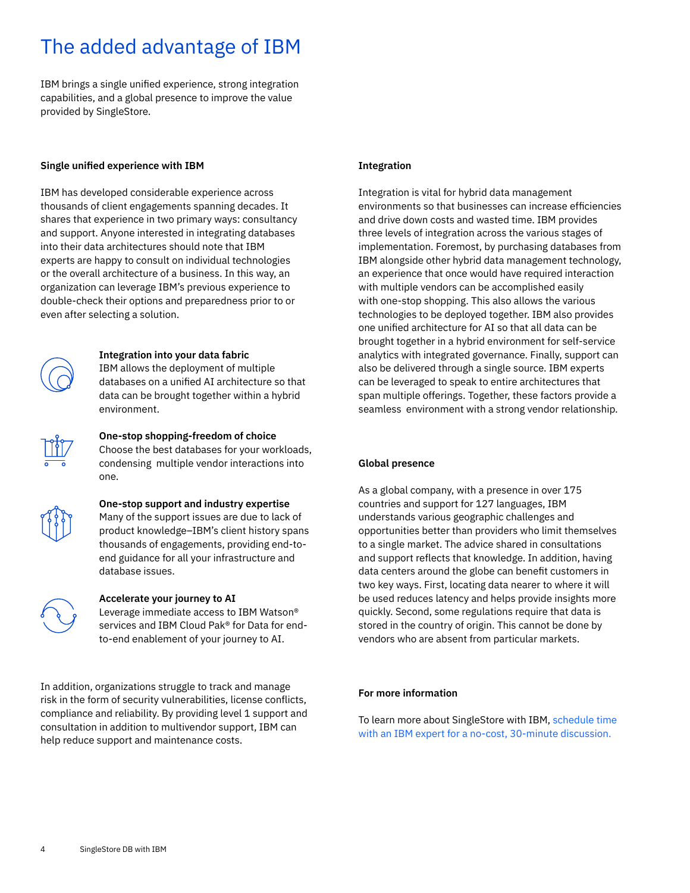# The added advantage of IBM

IBM brings a single unified experience, strong integration capabilities, and a global presence to improve the value provided by SingleStore.

### Single unified experience with IBM

IBM has developed considerable experience across thousands of client engagements spanning decades. It shares that experience in two primary ways: consultancy and support. Anyone interested in integrating databases into their data architectures should note that IBM experts are happy to consult on individual technologies or the overall architecture of a business. In this way, an organization can leverage IBM's previous experience to double-check their options and preparedness prior to or even after selecting a solution.

**Integration into your data fabric**
IBM allows the deployment of multiple databases on a unified AI architecture so that data can be brought together within a hybrid environment.

**One-stop shopping-freedom of choice**
Choose the best databases for your workloads, condensing multiple vendor interactions into one.

**One-stop support and industry expertise**
Many of the support issues are due to lack of product knowledge–IBM's client history spans thousands of engagements, providing end-to-end guidance for all your infrastructure and database issues.

**Accelerate your journey to AI**
Leverage immediate access to IBM Watson® services and IBM Cloud Pak® for Data for end-to-end enablement of your journey to AI.

In addition, organizations struggle to track and manage risk in the form of security vulnerabilities, license conflicts, compliance and reliability. By providing level 1 support and consultation in addition to multivendor support, IBM can help reduce support and maintenance costs.

### Integration

Integration is vital for hybrid data management environments so that businesses can increase efficiencies and drive down costs and wasted time. IBM provides three levels of integration across the various stages of implementation. Foremost, by purchasing databases from IBM alongside other hybrid data management technology, an experience that once would have required interaction with multiple vendors can be accomplished easily with one-stop shopping. This also allows the various technologies to be deployed together. IBM also provides one unified architecture for AI so that all data can be brought together in a hybrid environment for self-service analytics with integrated governance. Finally, support can also be delivered through a single source. IBM experts can be leveraged to speak to entire architectures that span multiple offerings. Together, these factors provide a seamless environment with a strong vendor relationship.

### Global presence

As a global company, with a presence in over 175 countries and support for 127 languages, IBM understands various geographic challenges and opportunities better than providers who limit themselves to a single market. The advice shared in consultations and support reflects that knowledge. In addition, having data centers around the globe can benefit customers in two key ways. First, locating data nearer to where it will be used reduces latency and helps provide insights more quickly. Second, some regulations require that data is stored in the country of origin. This cannot be done by vendors who are absent from particular markets.

### For more information

To learn more about SingleStore with IBM, schedule time with an IBM expert for a no-cost, 30-minute discussion.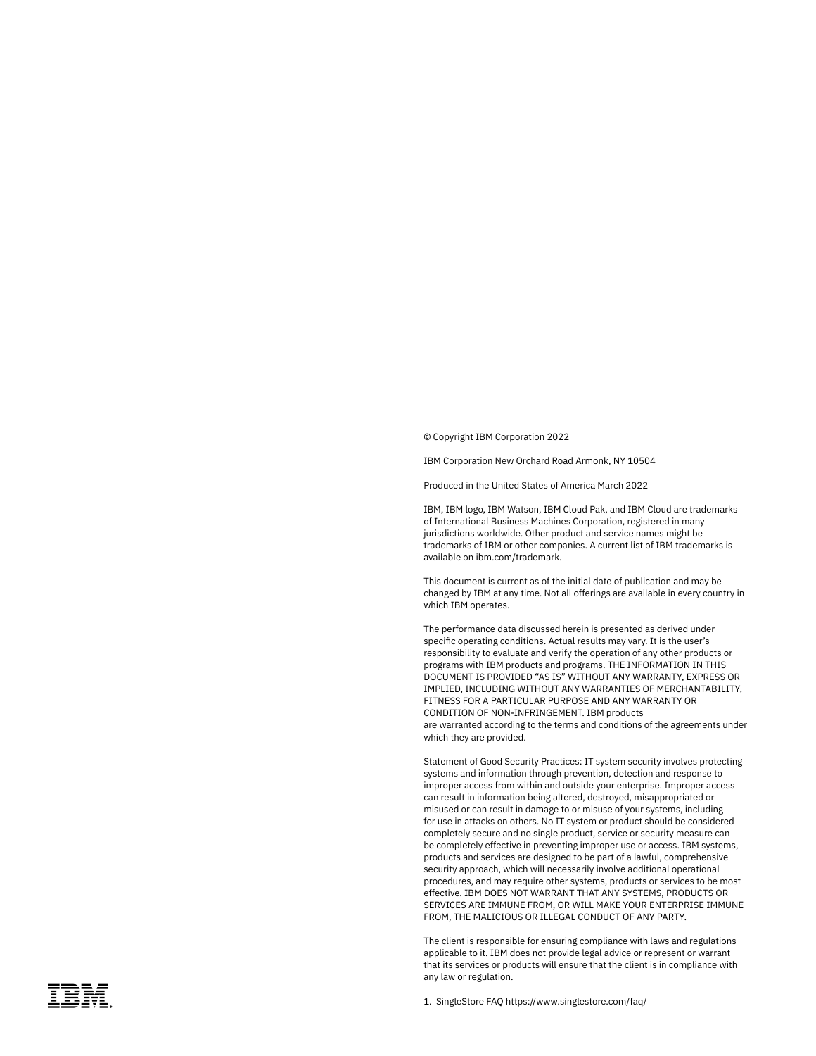© Copyright IBM Corporation 2022

IBM Corporation New Orchard Road Armonk, NY 10504

Produced in the United States of America March 2022

IBM, IBM logo, IBM Watson, IBM Cloud Pak, and IBM Cloud are trademarks of International Business Machines Corporation, registered in many jurisdictions worldwide. Other product and service names might be trademarks of IBM or other companies. A current list of IBM trademarks is available on ibm.com/trademark.

This document is current as of the initial date of publication and may be changed by IBM at any time. Not all offerings are available in every country in which IBM operates.

The performance data discussed herein is presented as derived under specific operating conditions. Actual results may vary. It is the user's responsibility to evaluate and verify the operation of any other products or programs with IBM products and programs. THE INFORMATION IN THIS DOCUMENT IS PROVIDED "AS IS" WITHOUT ANY WARRANTY, EXPRESS OR IMPLIED, INCLUDING WITHOUT ANY WARRANTIES OF MERCHANTABILITY, FITNESS FOR A PARTICULAR PURPOSE AND ANY WARRANTY OR CONDITION OF NON-INFRINGEMENT. IBM products are warranted according to the terms and conditions of the agreements under which they are provided.

Statement of Good Security Practices: IT system security involves protecting systems and information through prevention, detection and response to improper access from within and outside your enterprise. Improper access can result in information being altered, destroyed, misappropriated or misused or can result in damage to or misuse of your systems, including for use in attacks on others. No IT system or product should be considered completely secure and no single product, service or security measure can be completely effective in preventing improper use or access. IBM systems, products and services are designed to be part of a lawful, comprehensive security approach, which will necessarily involve additional operational procedures, and may require other systems, products or services to be most effective. IBM DOES NOT WARRANT THAT ANY SYSTEMS, PRODUCTS OR SERVICES ARE IMMUNE FROM, OR WILL MAKE YOUR ENTERPRISE IMMUNE FROM, THE MALICIOUS OR ILLEGAL CONDUCT OF ANY PARTY.

The client is responsible for ensuring compliance with laws and regulations applicable to it. IBM does not provide legal advice or represent or warrant that its services or products will ensure that the client is in compliance with any law or regulation.

1. SingleStore FAQ https://www.singlestore.com/faq/